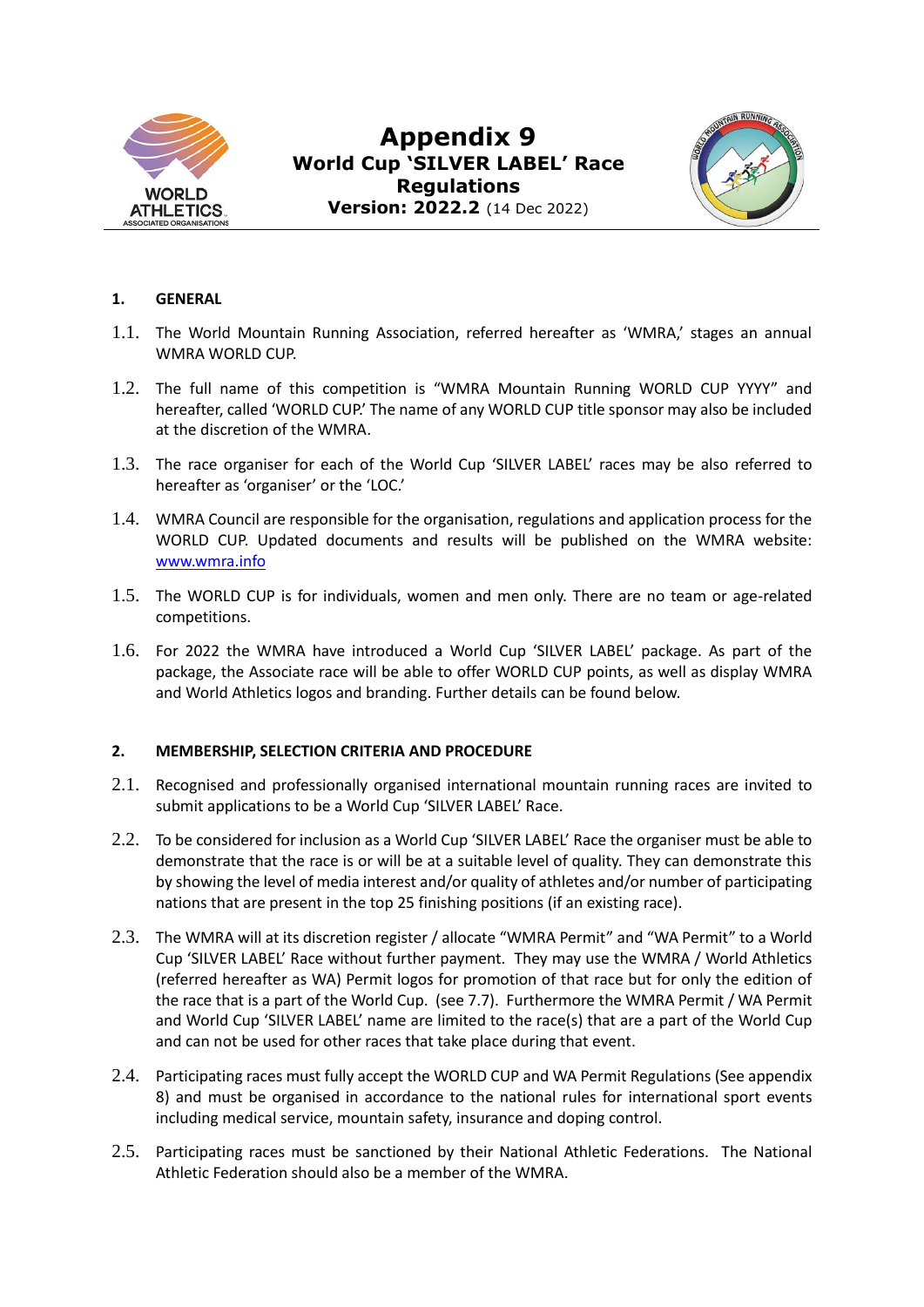# Appendix 9

## World Cup 'SILVER LABEL' Race Regulations

**Version: 2022.2** (14 Dec 2022)

### 1. GENERAL

1.1. The World Mountain Running Association, referred hereafter as 'WMRA,' stages an annual WMRA WORLD CUP.

1.2. The full name of this competition is "WMRA Mountain Running WORLD CUP YYYY" and hereafter, called 'WORLD CUP.' The name of any WORLD CUP title sponsor may also be included at the discretion of the WMRA.

1.3. The race organiser for each of the World Cup 'SILVER LABEL' races may be also referred to hereafter as 'organiser' or the 'LOC.'

1.4. WMRA Council are responsible for the organisation, regulations and application process for the WORLD CUP. Updated documents and results will be published on the WMRA website: [www.wmra.info](http://www.wmra.info)

1.5. The WORLD CUP is for individuals, women and men only. There are no team or age-related competitions.

1.6. For 2022 the WMRA have introduced a World Cup 'SILVER LABEL' package. As part of the package, the Associate race will be able to offer WORLD CUP points, as well as display WMRA and World Athletics logos and branding. Further details can be found below.

### 2. MEMBERSHIP, SELECTION CRITERIA AND PROCEDURE

2.1. Recognised and professionally organised international mountain running races are invited to submit applications to be a World Cup 'SILVER LABEL' Race.

2.2. To be considered for inclusion as a World Cup 'SILVER LABEL' Race the organiser must be able to demonstrate that the race is or will be at a suitable level of quality. They can demonstrate this by showing the level of media interest and/or quality of athletes and/or number of participating nations that are present in the top 25 finishing positions (if an existing race).

2.3. The WMRA will at its discretion register / allocate "WMRA Permit" and "WA Permit" to a World Cup 'SILVER LABEL' Race without further payment. They may use the WMRA / World Athletics (referred hereafter as WA) Permit logos for promotion of that race but for only the edition of the race that is a part of the World Cup. (see 7.7). Furthermore the WMRA Permit / WA Permit and World Cup 'SILVER LABEL' name are limited to the race(s) that are a part of the World Cup and can not be used for other races that take place during that event.

2.4. Participating races must fully accept the WORLD CUP and WA Permit Regulations (See appendix 8) and must be organised in accordance to the national rules for international sport events including medical service, mountain safety, insurance and doping control.

2.5. Participating races must be sanctioned by their National Athletic Federations. The National Athletic Federation should also be a member of the WMRA.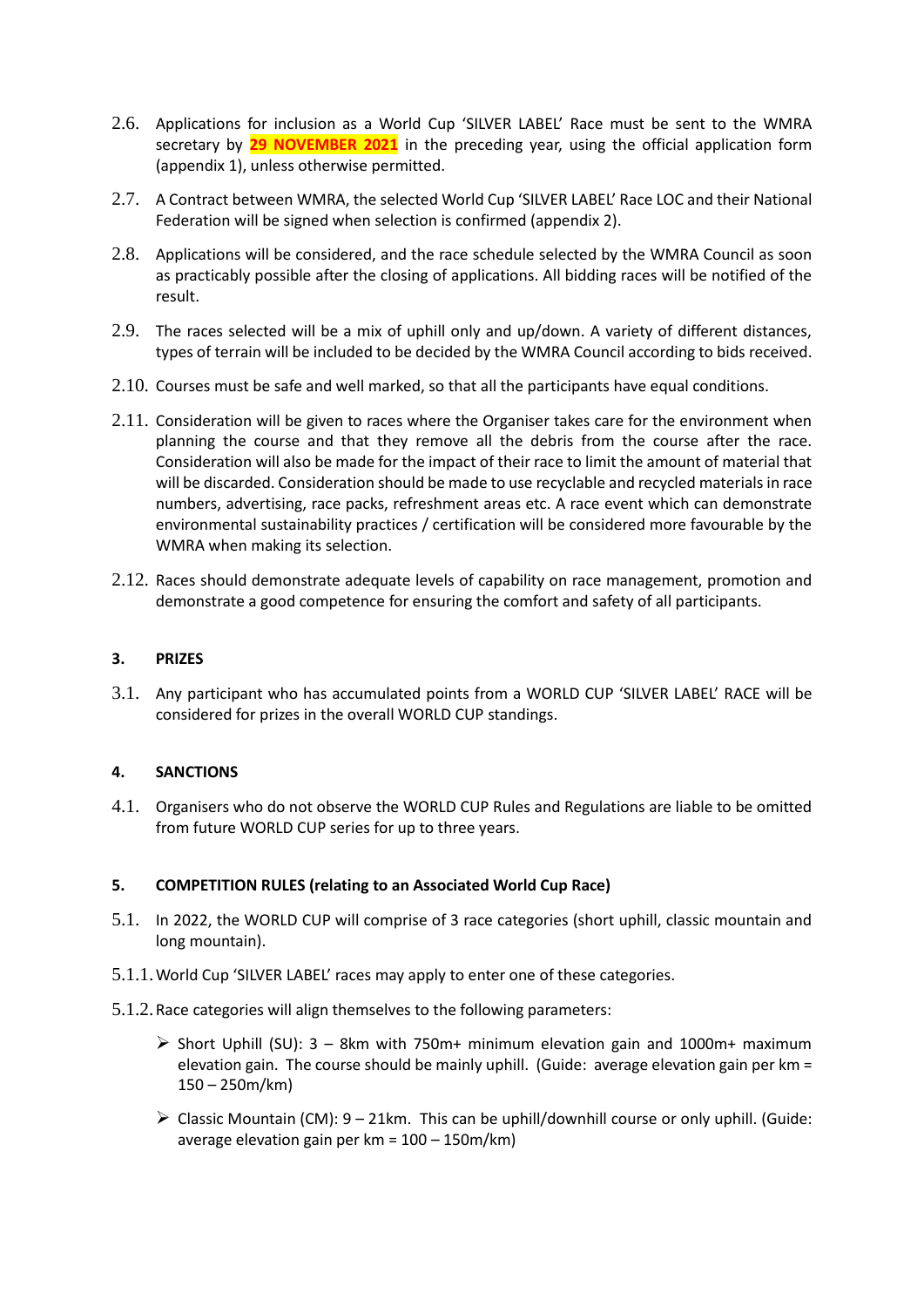2.6. Applications for inclusion as a World Cup 'SILVER LABEL' Race must be sent to the WMRA secretary by **29 NOVEMBER 2021** in the preceding year, using the official application form (appendix 1), unless otherwise permitted.

2.7. A Contract between WMRA, the selected World Cup 'SILVER LABEL' Race LOC and their National Federation will be signed when selection is confirmed (appendix 2).

2.8. Applications will be considered, and the race schedule selected by the WMRA Council as soon as practicably possible after the closing of applications. All bidding races will be notified of the result.

2.9. The races selected will be a mix of uphill only and up/down. A variety of different distances, types of terrain will be included to be decided by the WMRA Council according to bids received.

2.10. Courses must be safe and well marked, so that all the participants have equal conditions.

2.11. Consideration will be given to races where the Organiser takes care for the environment when planning the course and that they remove all the debris from the course after the race. Consideration will also be made for the impact of their race to limit the amount of material that will be discarded. Consideration should be made to use recyclable and recycled materials in race numbers, advertising, race packs, refreshment areas etc. A race event which can demonstrate environmental sustainability practices / certification will be considered more favourable by the WMRA when making its selection.

2.12. Races should demonstrate adequate levels of capability on race management, promotion and demonstrate a good competence for ensuring the comfort and safety of all participants.

## 3. PRIZES

3.1. Any participant who has accumulated points from a WORLD CUP 'SILVER LABEL' RACE will be considered for prizes in the overall WORLD CUP standings.

## 4. SANCTIONS

4.1. Organisers who do not observe the WORLD CUP Rules and Regulations are liable to be omitted from future WORLD CUP series for up to three years.

## 5. COMPETITION RULES (relating to an Associated World Cup Race)

5.1. In 2022, the WORLD CUP will comprise of 3 race categories (short uphill, classic mountain and long mountain).

5.1.1. World Cup 'SILVER LABEL' races may apply to enter one of these categories.

5.1.2. Race categories will align themselves to the following parameters:

- Short Uphill (SU): 3 – 8km with 750m+ minimum elevation gain and 1000m+ maximum elevation gain. The course should be mainly uphill. (Guide: average elevation gain per km = 150 – 250m/km)
- Classic Mountain (CM): 9 – 21km. This can be uphill/downhill course or only uphill. (Guide: average elevation gain per km = 100 – 150m/km)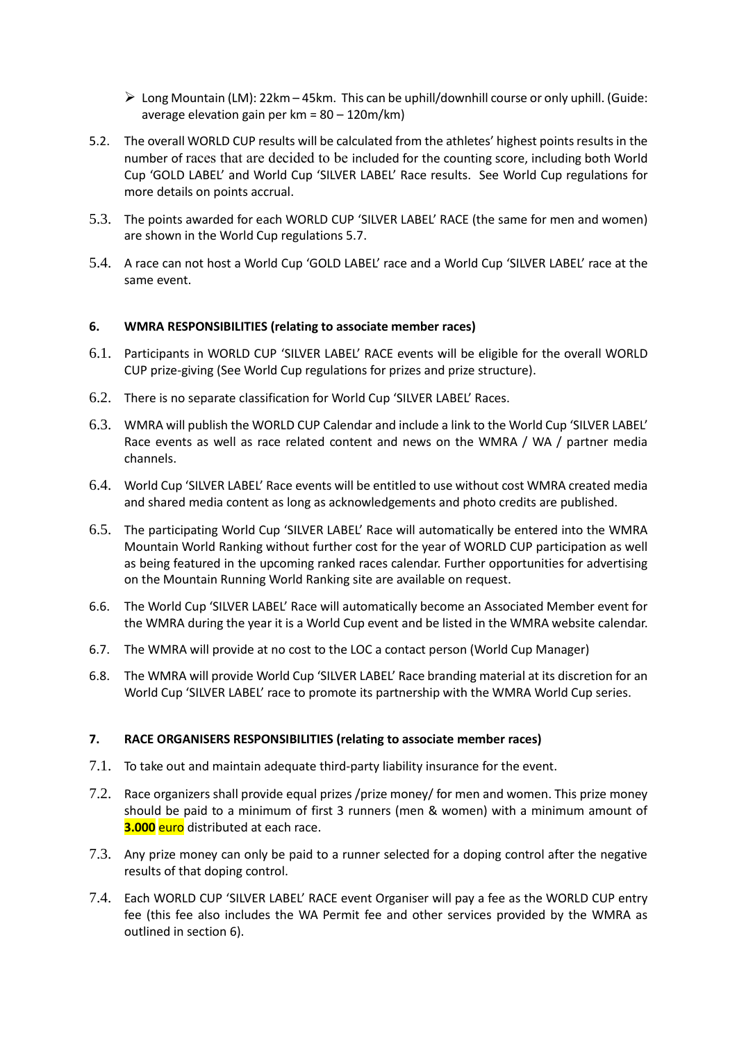- ➢ Long Mountain (LM): 22km – 45km. This can be uphill/downhill course or only uphill. (Guide: average elevation gain per km = 80 – 120m/km)

5.2. The overall WORLD CUP results will be calculated from the athletes' highest points results in the number of races that are decided to be included for the counting score, including both World Cup 'GOLD LABEL' and World Cup 'SILVER LABEL' Race results. See World Cup regulations for more details on points accrual.

5.3. The points awarded for each WORLD CUP 'SILVER LABEL' RACE (the same for men and women) are shown in the World Cup regulations 5.7.

5.4. A race can not host a World Cup 'GOLD LABEL' race and a World Cup 'SILVER LABEL' race at the same event.

## 6. WMRA RESPONSIBILITIES (relating to associate member races)

6.1. Participants in WORLD CUP 'SILVER LABEL' RACE events will be eligible for the overall WORLD CUP prize-giving (See World Cup regulations for prizes and prize structure).

6.2. There is no separate classification for World Cup 'SILVER LABEL' Races.

6.3. WMRA will publish the WORLD CUP Calendar and include a link to the World Cup 'SILVER LABEL' Race events as well as race related content and news on the WMRA / WA / partner media channels.

6.4. World Cup 'SILVER LABEL' Race events will be entitled to use without cost WMRA created media and shared media content as long as acknowledgements and photo credits are published.

6.5. The participating World Cup 'SILVER LABEL' Race will automatically be entered into the WMRA Mountain World Ranking without further cost for the year of WORLD CUP participation as well as being featured in the upcoming ranked races calendar. Further opportunities for advertising on the Mountain Running World Ranking site are available on request.

6.6. The World Cup 'SILVER LABEL' Race will automatically become an Associated Member event for the WMRA during the year it is a World Cup event and be listed in the WMRA website calendar.

6.7. The WMRA will provide at no cost to the LOC a contact person (World Cup Manager)

6.8. The WMRA will provide World Cup 'SILVER LABEL' Race branding material at its discretion for an World Cup 'SILVER LABEL' race to promote its partnership with the WMRA World Cup series.

## 7. RACE ORGANISERS RESPONSIBILITIES (relating to associate member races)

7.1. To take out and maintain adequate third-party liability insurance for the event.

7.2. Race organizers shall provide equal prizes /prize money/ for men and women. This prize money should be paid to a minimum of first 3 runners (men & women) with a minimum amount of **3.000** euro distributed at each race.

7.3. Any prize money can only be paid to a runner selected for a doping control after the negative results of that doping control.

7.4. Each WORLD CUP 'SILVER LABEL' RACE event Organiser will pay a fee as the WORLD CUP entry fee (this fee also includes the WA Permit fee and other services provided by the WMRA as outlined in section 6).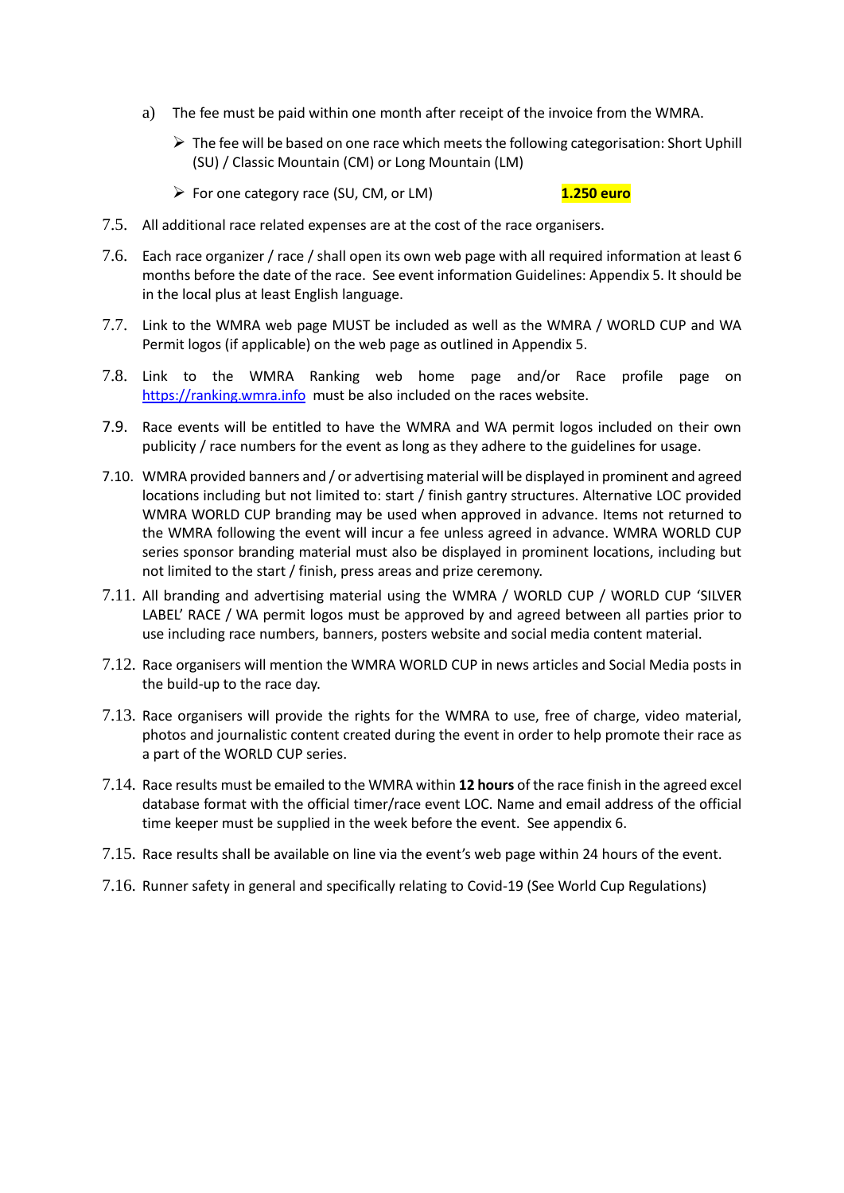a) The fee must be paid within one month after receipt of the invoice from the WMRA.

  - The fee will be based on one race which meets the following categorisation: Short Uphill (SU) / Classic Mountain (CM) or Long Mountain (LM)
  - For one category race (SU, CM, or LM) **1.250 euro**

7.5. All additional race related expenses are at the cost of the race organisers.

7.6. Each race organizer / race / shall open its own web page with all required information at least 6 months before the date of the race. See event information Guidelines: Appendix 5. It should be in the local plus at least English language.

7.7. Link to the WMRA web page MUST be included as well as the WMRA / WORLD CUP and WA Permit logos (if applicable) on the web page as outlined in Appendix 5.

7.8. Link to the WMRA Ranking web home page and/or Race profile page on https://ranking.wmra.info must be also included on the races website.

7.9. Race events will be entitled to have the WMRA and WA permit logos included on their own publicity / race numbers for the event as long as they adhere to the guidelines for usage.

7.10. WMRA provided banners and / or advertising material will be displayed in prominent and agreed locations including but not limited to: start / finish gantry structures. Alternative LOC provided WMRA WORLD CUP branding may be used when approved in advance. Items not returned to the WMRA following the event will incur a fee unless agreed in advance. WMRA WORLD CUP series sponsor branding material must also be displayed in prominent locations, including but not limited to the start / finish, press areas and prize ceremony.

7.11. All branding and advertising material using the WMRA / WORLD CUP / WORLD CUP 'SILVER LABEL' RACE / WA permit logos must be approved by and agreed between all parties prior to use including race numbers, banners, posters website and social media content material.

7.12. Race organisers will mention the WMRA WORLD CUP in news articles and Social Media posts in the build-up to the race day.

7.13. Race organisers will provide the rights for the WMRA to use, free of charge, video material, photos and journalistic content created during the event in order to help promote their race as a part of the WORLD CUP series.

7.14. Race results must be emailed to the WMRA within **12 hours** of the race finish in the agreed excel database format with the official timer/race event LOC. Name and email address of the official time keeper must be supplied in the week before the event. See appendix 6.

7.15. Race results shall be available on line via the event's web page within 24 hours of the event.

7.16. Runner safety in general and specifically relating to Covid-19 (See World Cup Regulations)